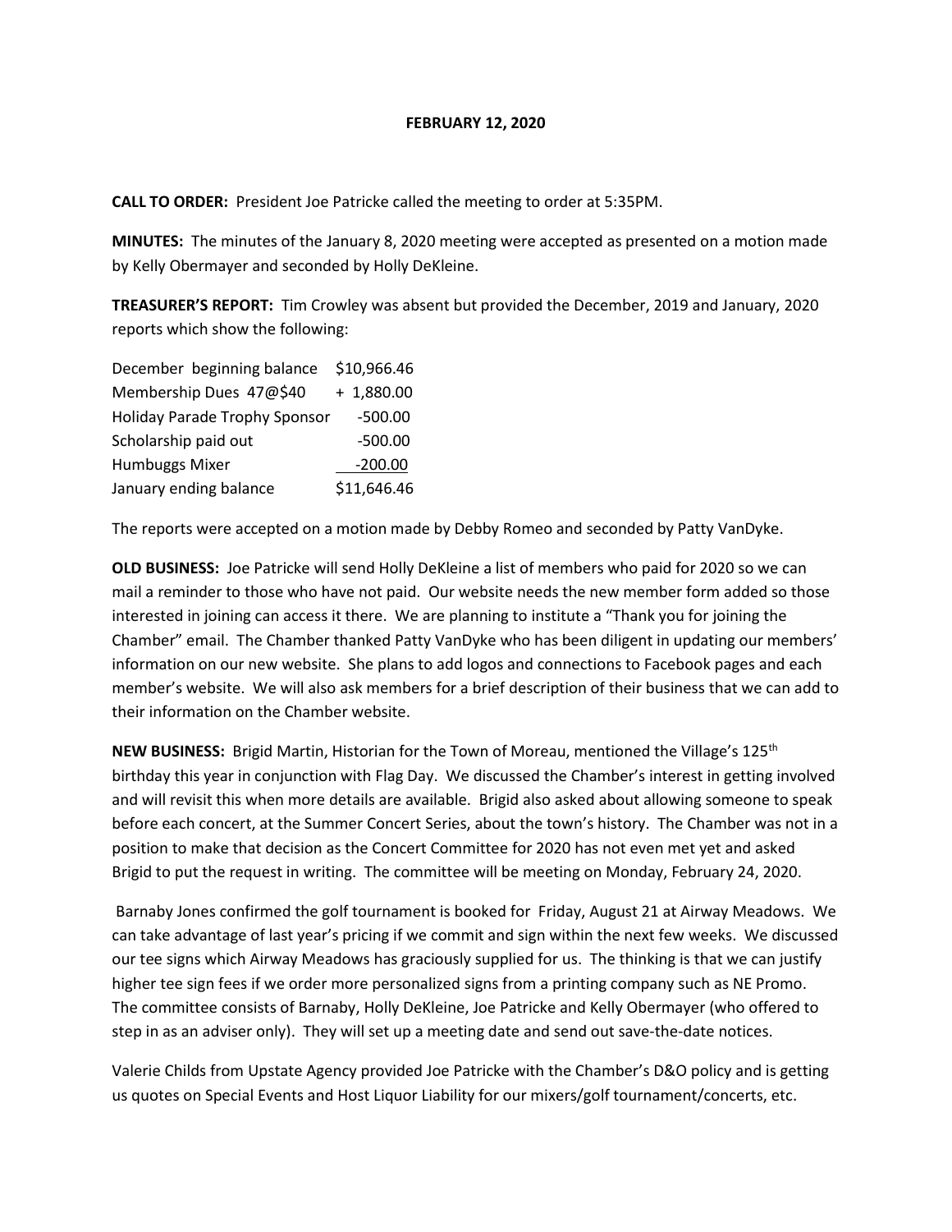**FEBRUARY 12, 2020**

**CALL TO ORDER:** President Joe Patricke called the meeting to order at 5:35PM.

**MINUTES:** The minutes of the January 8, 2020 meeting were accepted as presented on a motion made by Kelly Obermayer and seconded by Holly DeKleine.

**TREASURER'S REPORT:** Tim Crowley was absent but provided the December, 2019 and January, 2020 reports which show the following:

| | |
|---|---|
| December beginning balance | $10,966.46 |
| Membership Dues 47@$40 | + 1,880.00 |
| Holiday Parade Trophy Sponsor | -500.00 |
| Scholarship paid out | -500.00 |
| Humbuggs Mixer | -200.00 |
| January ending balance | $11,646.46 |

The reports were accepted on a motion made by Debby Romeo and seconded by Patty VanDyke.

**OLD BUSINESS:** Joe Patricke will send Holly DeKleine a list of members who paid for 2020 so we can mail a reminder to those who have not paid. Our website needs the new member form added so those interested in joining can access it there. We are planning to institute a "Thank you for joining the Chamber" email. The Chamber thanked Patty VanDyke who has been diligent in updating our members' information on our new website. She plans to add logos and connections to Facebook pages and each member's website. We will also ask members for a brief description of their business that we can add to their information on the Chamber website.

**NEW BUSINESS:** Brigid Martin, Historian for the Town of Moreau, mentioned the Village's 125th birthday this year in conjunction with Flag Day. We discussed the Chamber's interest in getting involved and will revisit this when more details are available. Brigid also asked about allowing someone to speak before each concert, at the Summer Concert Series, about the town's history. The Chamber was not in a position to make that decision as the Concert Committee for 2020 has not even met yet and asked Brigid to put the request in writing. The committee will be meeting on Monday, February 24, 2020.

Barnaby Jones confirmed the golf tournament is booked for Friday, August 21 at Airway Meadows. We can take advantage of last year's pricing if we commit and sign within the next few weeks. We discussed our tee signs which Airway Meadows has graciously supplied for us. The thinking is that we can justify higher tee sign fees if we order more personalized signs from a printing company such as NE Promo. The committee consists of Barnaby, Holly DeKleine, Joe Patricke and Kelly Obermayer (who offered to step in as an adviser only). They will set up a meeting date and send out save-the-date notices.

Valerie Childs from Upstate Agency provided Joe Patricke with the Chamber's D&O policy and is getting us quotes on Special Events and Host Liquor Liability for our mixers/golf tournament/concerts, etc.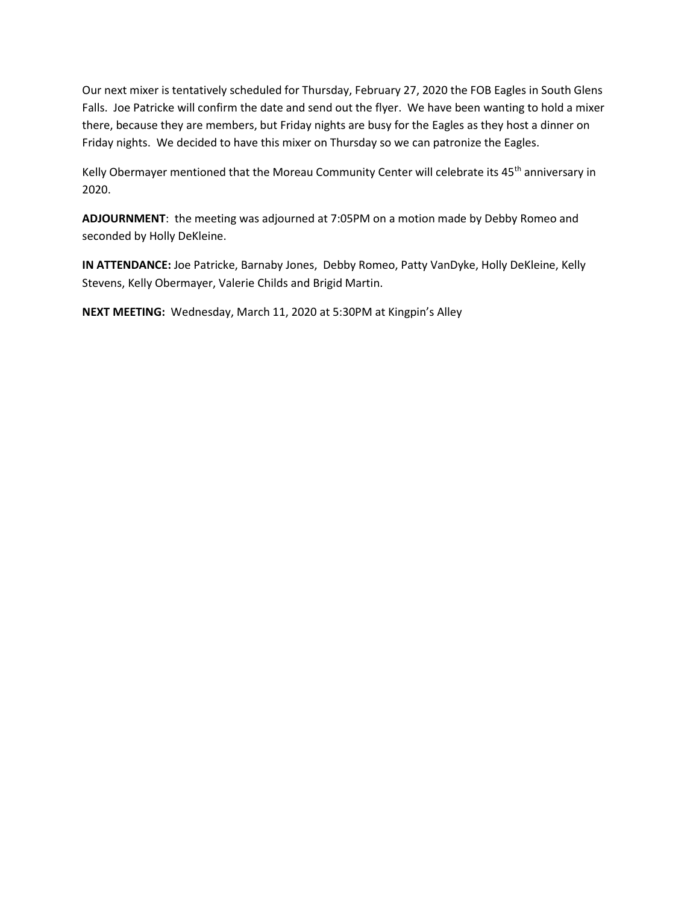Our next mixer is tentatively scheduled for Thursday, February 27, 2020 the FOB Eagles in South Glens Falls. Joe Patricke will confirm the date and send out the flyer. We have been wanting to hold a mixer there, because they are members, but Friday nights are busy for the Eagles as they host a dinner on Friday nights. We decided to have this mixer on Thursday so we can patronize the Eagles.

Kelly Obermayer mentioned that the Moreau Community Center will celebrate its 45th anniversary in 2020.

**ADJOURNMENT**: the meeting was adjourned at 7:05PM on a motion made by Debby Romeo and seconded by Holly DeKleine.

**IN ATTENDANCE:** Joe Patricke, Barnaby Jones, Debby Romeo, Patty VanDyke, Holly DeKleine, Kelly Stevens, Kelly Obermayer, Valerie Childs and Brigid Martin.

**NEXT MEETING:** Wednesday, March 11, 2020 at 5:30PM at Kingpin's Alley